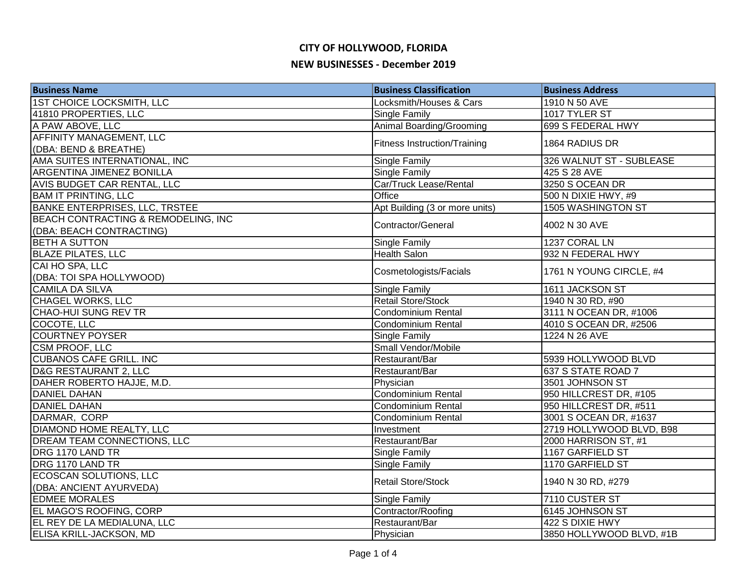# CITY OF HOLLYWOOD, FLORIDA

## NEW BUSINESSES - December 2019

| Business Name | Business Classification | Business Address |
|---|---|---|
| 1ST CHOICE LOCKSMITH, LLC | Locksmith/Houses & Cars | 1910 N 50 AVE |
| 41810 PROPERTIES, LLC | Single Family | 1017 TYLER ST |
| A PAW ABOVE, LLC | Animal Boarding/Grooming | 699 S FEDERAL HWY |
| AFFINITY MANAGEMENT, LLC (DBA: BEND & BREATHE) | Fitness Instruction/Training | 1864 RADIUS DR |
| AMA SUITES INTERNATIONAL, INC | Single Family | 326 WALNUT ST - SUBLEASE |
| ARGENTINA JIMENEZ BONILLA | Single Family | 425 S 28 AVE |
| AVIS BUDGET CAR RENTAL, LLC | Car/Truck Lease/Rental | 3250 S OCEAN DR |
| BAM IT PRINTING, LLC | Office | 500 N DIXIE HWY, #9 |
| BANKE ENTERPRISES, LLC, TRSTEE | Apt Building (3 or more units) | 1505 WASHINGTON ST |
| BEACH CONTRACTING & REMODELING, INC (DBA: BEACH CONTRACTING) | Contractor/General | 4002 N 30 AVE |
| BETH A SUTTON | Single Family | 1237 CORAL LN |
| BLAZE PILATES, LLC | Health Salon | 932 N FEDERAL HWY |
| CAI HO SPA, LLC (DBA: TOI SPA HOLLYWOOD) | Cosmetologists/Facials | 1761 N YOUNG CIRCLE, #4 |
| CAMILA DA SILVA | Single Family | 1611 JACKSON ST |
| CHAGEL WORKS, LLC | Retail Store/Stock | 1940 N 30 RD, #90 |
| CHAO-HUI SUNG REV TR | Condominium Rental | 3111 N OCEAN DR, #1006 |
| COCOTE, LLC | Condominium Rental | 4010 S OCEAN DR, #2506 |
| COURTNEY POYSER | Single Family | 1224 N 26 AVE |
| CSM PROOF, LLC | Small Vendor/Mobile | |
| CUBANOS CAFE GRILL. INC | Restaurant/Bar | 5939 HOLLYWOOD BLVD |
| D&G RESTAURANT 2, LLC | Restaurant/Bar | 637 S STATE ROAD 7 |
| DAHER ROBERTO HAJJE, M.D. | Physician | 3501 JOHNSON ST |
| DANIEL DAHAN | Condominium Rental | 950 HILLCREST DR, #105 |
| DANIEL DAHAN | Condominium Rental | 950 HILLCREST DR, #511 |
| DARMAR, CORP | Condominium Rental | 3001 S OCEAN DR, #1637 |
| DIAMOND HOME REALTY, LLC | Investment | 2719 HOLLYWOOD BLVD, B98 |
| DREAM TEAM CONNECTIONS, LLC | Restaurant/Bar | 2000 HARRISON ST, #1 |
| DRG 1170 LAND TR | Single Family | 1167 GARFIELD ST |
| DRG 1170 LAND TR | Single Family | 1170 GARFIELD ST |
| ECOSCAN SOLUTIONS, LLC (DBA: ANCIENT AYURVEDA) | Retail Store/Stock | 1940 N 30 RD, #279 |
| EDMEE MORALES | Single Family | 7110 CUSTER ST |
| EL MAGO'S ROOFING, CORP | Contractor/Roofing | 6145 JOHNSON ST |
| EL REY DE LA MEDIALUNA, LLC | Restaurant/Bar | 422 S DIXIE HWY |
| ELISA KRILL-JACKSON, MD | Physician | 3850 HOLLYWOOD BLVD, #1B |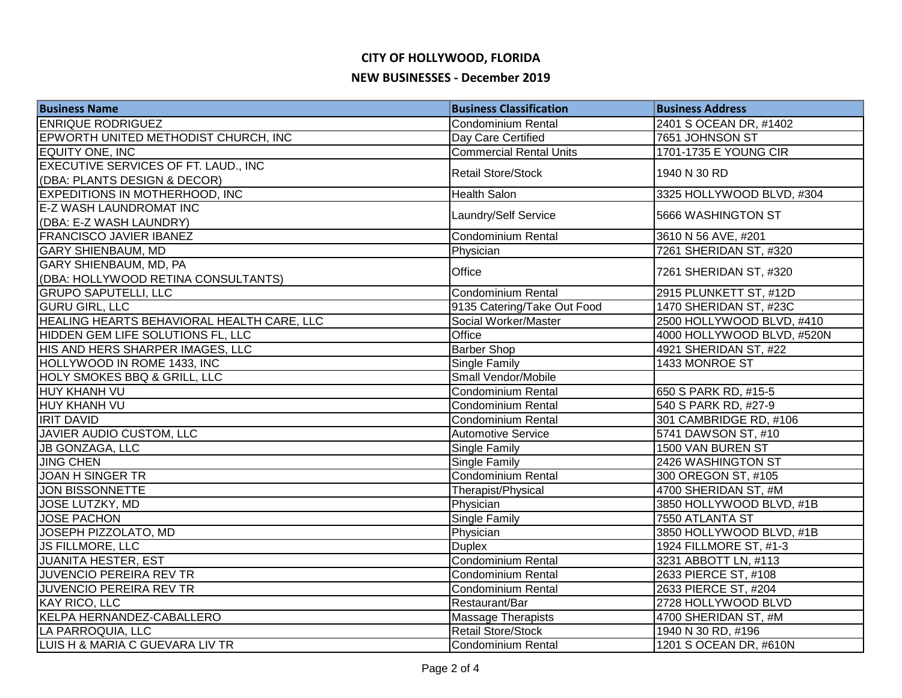# CITY OF HOLLYWOOD, FLORIDA

## NEW BUSINESSES - December 2019

| Business Name | Business Classification | Business Address |
|---|---|---|
| ENRIQUE RODRIGUEZ | Condominium Rental | 2401 S OCEAN DR, #1402 |
| EPWORTH UNITED METHODIST CHURCH, INC | Day Care Certified | 7651 JOHNSON ST |
| EQUITY ONE, INC | Commercial Rental Units | 1701-1735 E YOUNG CIR |
| EXECUTIVE SERVICES OF FT. LAUD., INC (DBA: PLANTS DESIGN & DECOR) | Retail Store/Stock | 1940 N 30 RD |
| EXPEDITIONS IN MOTHERHOOD, INC | Health Salon | 3325 HOLLYWOOD BLVD, #304 |
| E-Z WASH LAUNDROMAT INC (DBA: E-Z WASH LAUNDRY) | Laundry/Self Service | 5666 WASHINGTON ST |
| FRANCISCO JAVIER IBANEZ | Condominium Rental | 3610 N 56 AVE, #201 |
| GARY SHIENBAUM, MD | Physician | 7261 SHERIDAN ST, #320 |
| GARY SHIENBAUM, MD, PA (DBA: HOLLYWOOD RETINA CONSULTANTS) | Office | 7261 SHERIDAN ST, #320 |
| GRUPO SAPUTELLI, LLC | Condominium Rental | 2915 PLUNKETT ST, #12D |
| GURU GIRL, LLC | 9135 Catering/Take Out Food | 1470 SHERIDAN ST, #23C |
| HEALING HEARTS BEHAVIORAL HEALTH CARE, LLC | Social Worker/Master | 2500 HOLLYWOOD BLVD, #410 |
| HIDDEN GEM LIFE SOLUTIONS FL, LLC | Office | 4000 HOLLYWOOD BLVD, #520N |
| HIS AND HERS SHARPER IMAGES, LLC | Barber Shop | 4921 SHERIDAN ST, #22 |
| HOLLYWOOD IN ROME 1433, INC | Single Family | 1433 MONROE ST |
| HOLY SMOKES BBQ & GRILL, LLC | Small Vendor/Mobile | |
| HUY KHANH VU | Condominium Rental | 650 S PARK RD, #15-5 |
| HUY KHANH VU | Condominium Rental | 540 S PARK RD, #27-9 |
| IRIT DAVID | Condominium Rental | 301 CAMBRIDGE RD, #106 |
| JAVIER AUDIO CUSTOM, LLC | Automotive Service | 5741 DAWSON ST, #10 |
| JB GONZAGA, LLC | Single Family | 1500 VAN BUREN ST |
| JING CHEN | Single Family | 2426 WASHINGTON ST |
| JOAN H SINGER TR | Condominium Rental | 300 OREGON ST, #105 |
| JON BISSONNETTE | Therapist/Physical | 4700 SHERIDAN ST, #M |
| JOSE LUTZKY, MD | Physician | 3850 HOLLYWOOD BLVD, #1B |
| JOSE PACHON | Single Family | 7550 ATLANTA ST |
| JOSEPH PIZZOLATO, MD | Physician | 3850 HOLLYWOOD BLVD, #1B |
| JS FILLMORE, LLC | Duplex | 1924 FILLMORE ST, #1-3 |
| JUANITA HESTER, EST | Condominium Rental | 3231 ABBOTT LN, #113 |
| JUVENCIO PEREIRA REV TR | Condominium Rental | 2633 PIERCE ST, #108 |
| JUVENCIO PEREIRA REV TR | Condominium Rental | 2633 PIERCE ST, #204 |
| KAY RICO, LLC | Restaurant/Bar | 2728 HOLLYWOOD BLVD |
| KELPA HERNANDEZ-CABALLERO | Massage Therapists | 4700 SHERIDAN ST, #M |
| LA PARROQUIA, LLC | Retail Store/Stock | 1940 N 30 RD, #196 |
| LUIS H & MARIA C GUEVARA LIV TR | Condominium Rental | 1201 S OCEAN DR, #610N |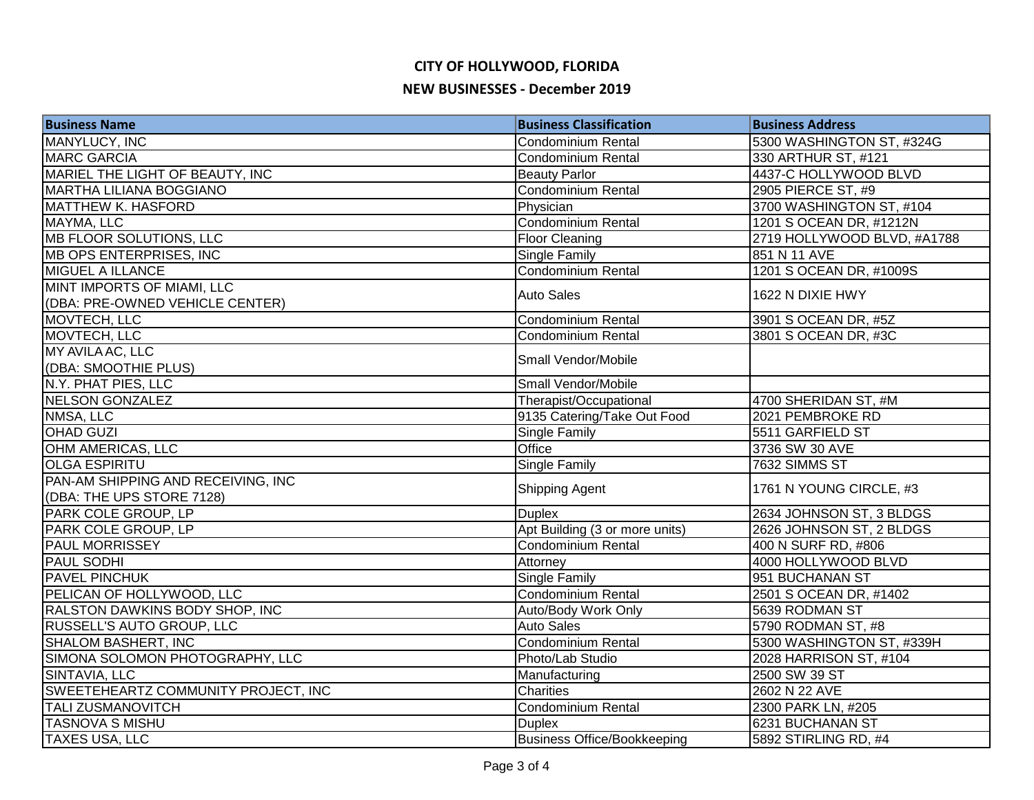# CITY OF HOLLYWOOD, FLORIDA

## NEW BUSINESSES - December 2019

| Business Name | Business Classification | Business Address |
|---|---|---|
| MANYLUCY, INC | Condominium Rental | 5300 WASHINGTON ST, #324G |
| MARC GARCIA | Condominium Rental | 330 ARTHUR ST, #121 |
| MARIEL THE LIGHT OF BEAUTY, INC | Beauty Parlor | 4437-C HOLLYWOOD BLVD |
| MARTHA LILIANA BOGGIANO | Condominium Rental | 2905 PIERCE ST, #9 |
| MATTHEW K. HASFORD | Physician | 3700 WASHINGTON ST, #104 |
| MAYMA, LLC | Condominium Rental | 1201 S OCEAN DR, #1212N |
| MB FLOOR SOLUTIONS, LLC | Floor Cleaning | 2719 HOLLYWOOD BLVD, #A1788 |
| MB OPS ENTERPRISES, INC | Single Family | 851 N 11 AVE |
| MIGUEL A ILLANCE | Condominium Rental | 1201 S OCEAN DR, #1009S |
| MINT IMPORTS OF MIAMI, LLC (DBA: PRE-OWNED VEHICLE CENTER) | Auto Sales | 1622 N DIXIE HWY |
| MOVTECH, LLC | Condominium Rental | 3901 S OCEAN DR, #5Z |
| MOVTECH, LLC | Condominium Rental | 3801 S OCEAN DR, #3C |
| MY AVILA AC, LLC (DBA: SMOOTHIE PLUS) | Small Vendor/Mobile | |
| N.Y. PHAT PIES, LLC | Small Vendor/Mobile | |
| NELSON GONZALEZ | Therapist/Occupational | 4700 SHERIDAN ST, #M |
| NMSA, LLC | 9135 Catering/Take Out Food | 2021 PEMBROKE RD |
| OHAD GUZI | Single Family | 5511 GARFIELD ST |
| OHM AMERICAS, LLC | Office | 3736 SW 30 AVE |
| OLGA ESPIRITU | Single Family | 7632 SIMMS ST |
| PAN-AM SHIPPING AND RECEIVING, INC (DBA: THE UPS STORE 7128) | Shipping Agent | 1761 N YOUNG CIRCLE, #3 |
| PARK COLE GROUP, LP | Duplex | 2634 JOHNSON ST, 3 BLDGS |
| PARK COLE GROUP, LP | Apt Building (3 or more units) | 2626 JOHNSON ST, 2 BLDGS |
| PAUL MORRISSEY | Condominium Rental | 400 N SURF RD, #806 |
| PAUL SODHI | Attorney | 4000 HOLLYWOOD BLVD |
| PAVEL PINCHUK | Single Family | 951 BUCHANAN ST |
| PELICAN OF HOLLYWOOD, LLC | Condominium Rental | 2501 S OCEAN DR, #1402 |
| RALSTON DAWKINS BODY SHOP, INC | Auto/Body Work Only | 5639 RODMAN ST |
| RUSSELL'S AUTO GROUP, LLC | Auto Sales | 5790 RODMAN ST, #8 |
| SHALOM BASHERT, INC | Condominium Rental | 5300 WASHINGTON ST, #339H |
| SIMONA SOLOMON PHOTOGRAPHY, LLC | Photo/Lab Studio | 2028 HARRISON ST, #104 |
| SINTAVIA, LLC | Manufacturing | 2500 SW 39 ST |
| SWEETEHEARTZ COMMUNITY PROJECT, INC | Charities | 2602 N 22 AVE |
| TALI ZUSMANOVITCH | Condominium Rental | 2300 PARK LN, #205 |
| TASNOVA S MISHU | Duplex | 6231 BUCHANAN ST |
| TAXES USA, LLC | Business Office/Bookkeeping | 5892 STIRLING RD, #4 |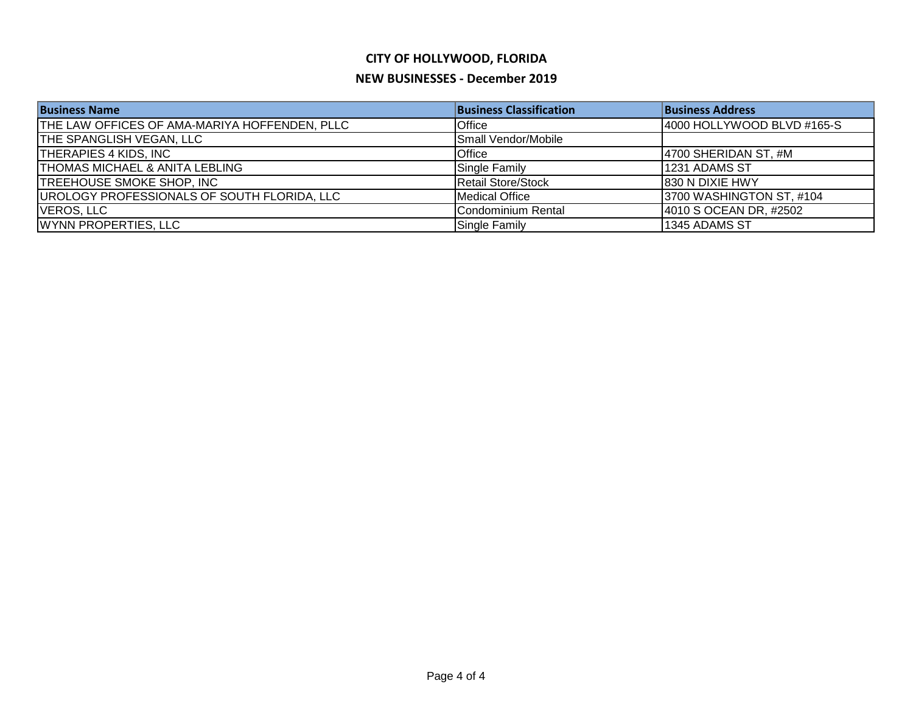# CITY OF HOLLYWOOD, FLORIDA

## NEW BUSINESSES - December 2019

| Business Name | Business Classification | Business Address |
|---|---|---|
| THE LAW OFFICES OF AMA-MARIYA HOFFENDEN, PLLC | Office | 4000 HOLLYWOOD BLVD #165-S |
| THE SPANGLISH VEGAN, LLC | Small Vendor/Mobile | |
| THERAPIES 4 KIDS, INC | Office | 4700 SHERIDAN ST, #M |
| THOMAS MICHAEL & ANITA LEBLING | Single Family | 1231 ADAMS ST |
| TREEHOUSE SMOKE SHOP, INC | Retail Store/Stock | 830 N DIXIE HWY |
| UROLOGY PROFESSIONALS OF SOUTH FLORIDA, LLC | Medical Office | 3700 WASHINGTON ST, #104 |
| VEROS, LLC | Condominium Rental | 4010 S OCEAN DR, #2502 |
| WYNN PROPERTIES, LLC | Single Family | 1345 ADAMS ST |